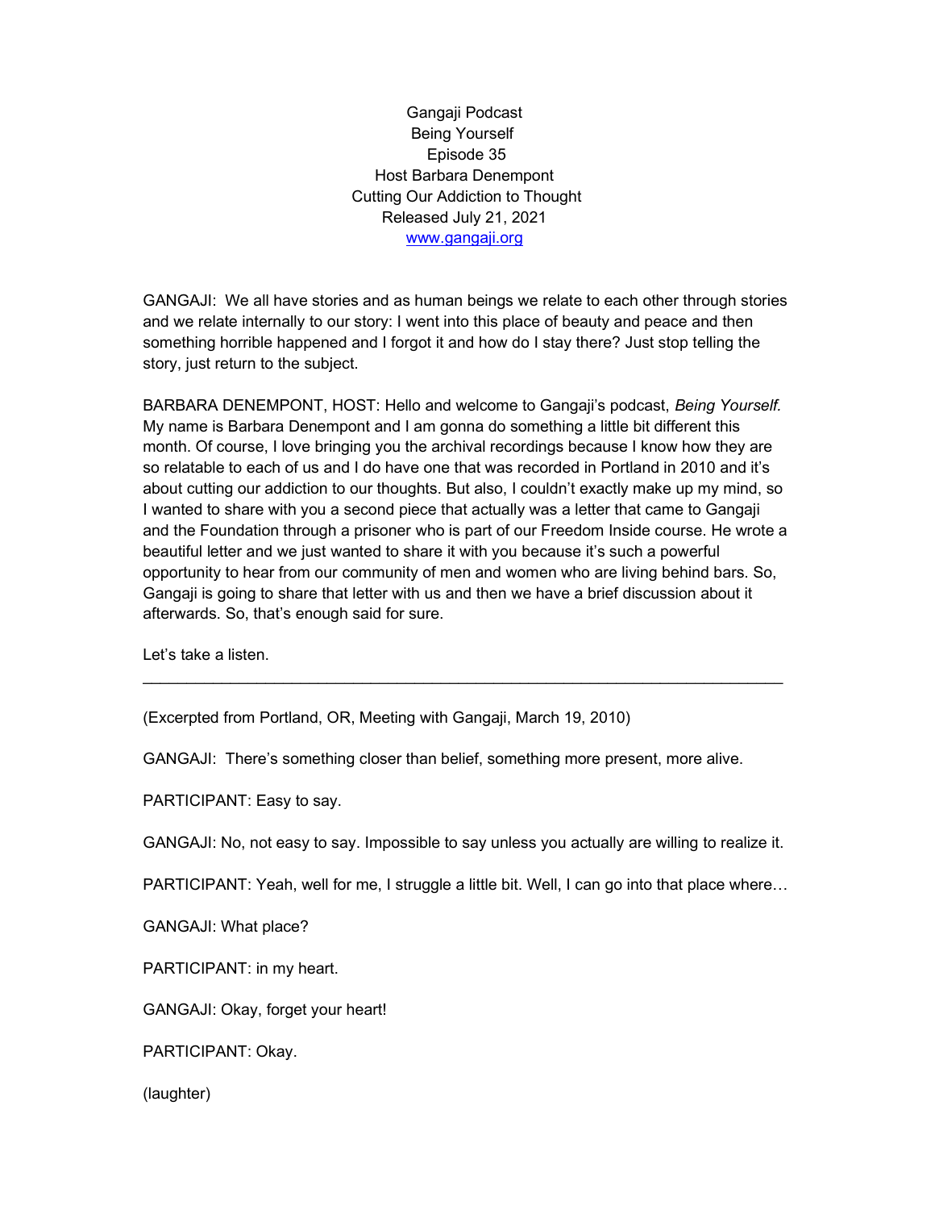Gangaji Podcast
Being Yourself
Episode 35
Host Barbara Denempont
Cutting Our Addiction to Thought
Released July 21, 2021
www.gangaji.org

GANGAJI: We all have stories and as human beings we relate to each other through stories and we relate internally to our story: I went into this place of beauty and peace and then something horrible happened and I forgot it and how do I stay there? Just stop telling the story, just return to the subject.

BARBARA DENEMPONT, HOST: Hello and welcome to Gangaji's podcast, *Being Yourself.* My name is Barbara Denempont and I am gonna do something a little bit different this month. Of course, I love bringing you the archival recordings because I know how they are so relatable to each of us and I do have one that was recorded in Portland in 2010 and it's about cutting our addiction to our thoughts. But also, I couldn't exactly make up my mind, so I wanted to share with you a second piece that actually was a letter that came to Gangaji and the Foundation through a prisoner who is part of our Freedom Inside course. He wrote a beautiful letter and we just wanted to share it with you because it's such a powerful opportunity to hear from our community of men and women who are living behind bars. So, Gangaji is going to share that letter with us and then we have a brief discussion about it afterwards. So, that's enough said for sure.

Let's take a listen.

---

(Excerpted from Portland, OR, Meeting with Gangaji, March 19, 2010)

GANGAJI: There's something closer than belief, something more present, more alive.

PARTICIPANT: Easy to say.

GANGAJI: No, not easy to say. Impossible to say unless you actually are willing to realize it.

PARTICIPANT: Yeah, well for me, I struggle a little bit. Well, I can go into that place where…

GANGAJI: What place?

PARTICIPANT: in my heart.

GANGAJI: Okay, forget your heart!

PARTICIPANT: Okay.

(laughter)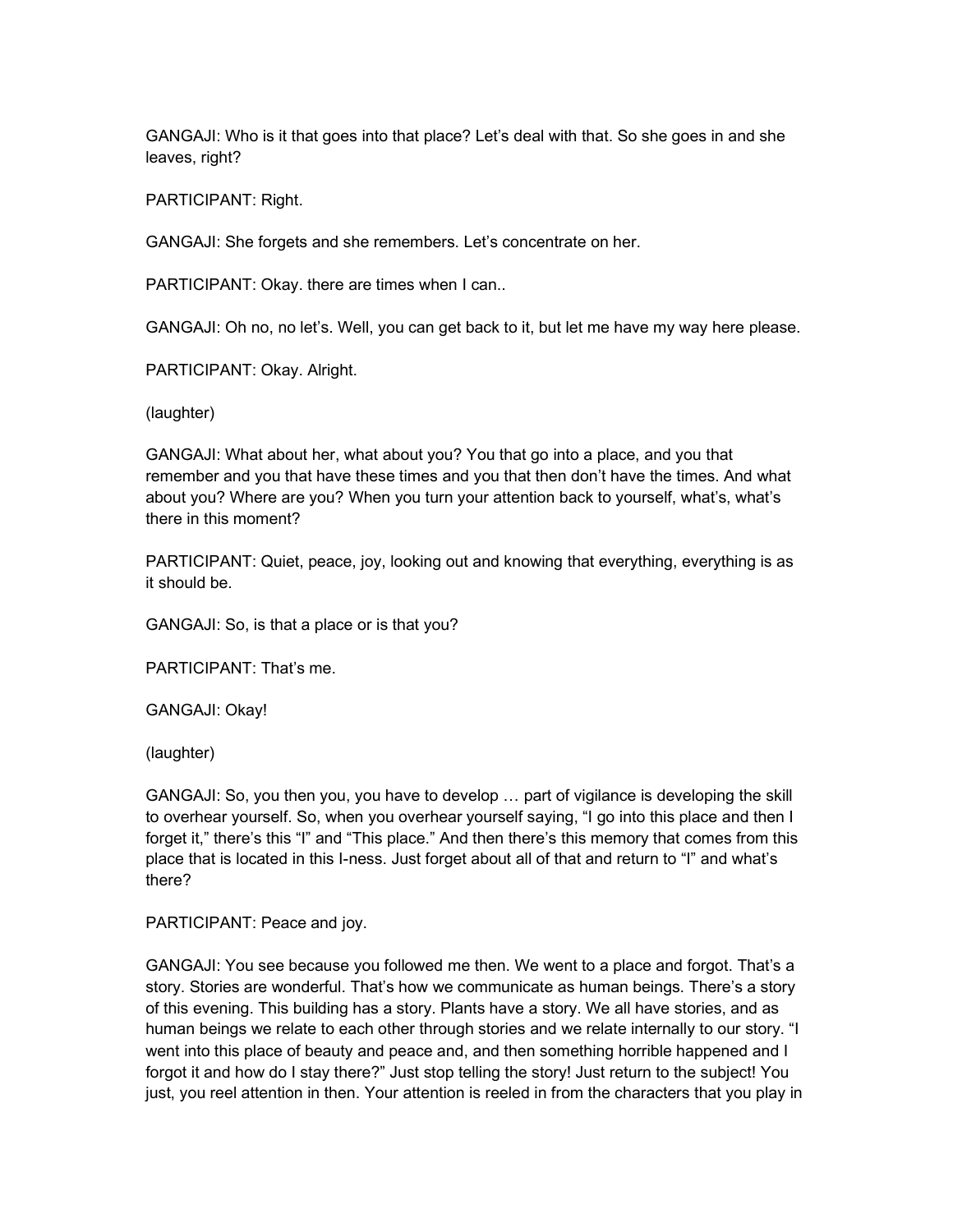GANGAJI: Who is it that goes into that place? Let's deal with that. So she goes in and she leaves, right?

PARTICIPANT: Right.

GANGAJI: She forgets and she remembers. Let's concentrate on her.

PARTICIPANT: Okay. there are times when I can..

GANGAJI: Oh no, no let's. Well, you can get back to it, but let me have my way here please.

PARTICIPANT: Okay. Alright.

(laughter)

GANGAJI: What about her, what about you? You that go into a place, and you that remember and you that have these times and you that then don't have the times. And what about you? Where are you? When you turn your attention back to yourself, what's, what's there in this moment?

PARTICIPANT: Quiet, peace, joy, looking out and knowing that everything, everything is as it should be.

GANGAJI: So, is that a place or is that you?

PARTICIPANT: That's me.

GANGAJI: Okay!

(laughter)

GANGAJI: So, you then you, you have to develop … part of vigilance is developing the skill to overhear yourself. So, when you overhear yourself saying, "I go into this place and then I forget it," there's this "I" and "This place." And then there's this memory that comes from this place that is located in this I-ness. Just forget about all of that and return to "I" and what's there?

PARTICIPANT: Peace and joy.

GANGAJI: You see because you followed me then. We went to a place and forgot. That's a story. Stories are wonderful. That's how we communicate as human beings. There's a story of this evening. This building has a story. Plants have a story. We all have stories, and as human beings we relate to each other through stories and we relate internally to our story. "I went into this place of beauty and peace and, and then something horrible happened and I forgot it and how do I stay there?" Just stop telling the story! Just return to the subject! You just, you reel attention in then. Your attention is reeled in from the characters that you play in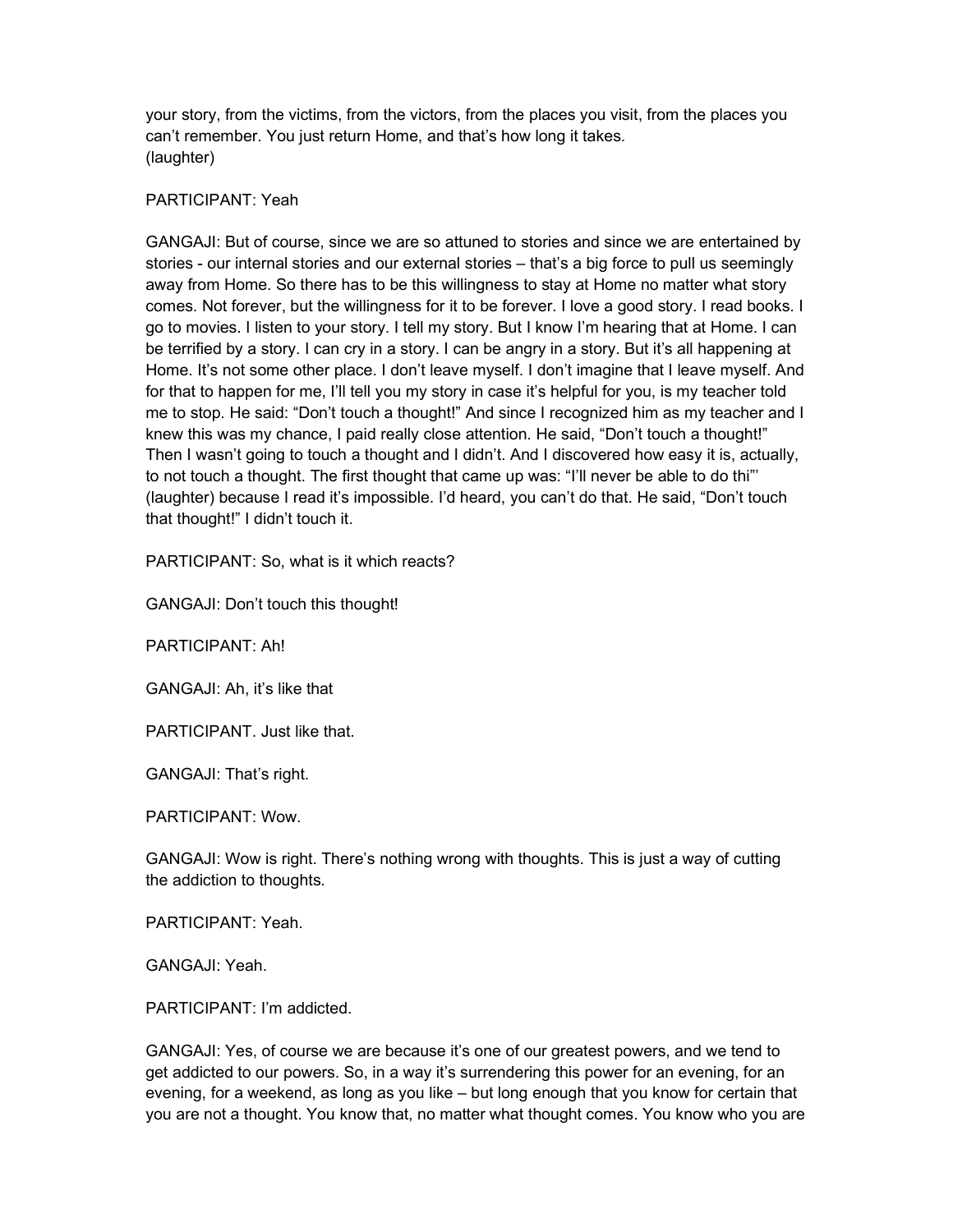your story, from the victims, from the victors, from the places you visit, from the places you can't remember. You just return Home, and that's how long it takes.
(laughter)

PARTICIPANT: Yeah

GANGAJI: But of course, since we are so attuned to stories and since we are entertained by stories - our internal stories and our external stories – that's a big force to pull us seemingly away from Home. So there has to be this willingness to stay at Home no matter what story comes. Not forever, but the willingness for it to be forever. I love a good story. I read books. I go to movies. I listen to your story. I tell my story. But I know I'm hearing that at Home. I can be terrified by a story. I can cry in a story. I can be angry in a story. But it's all happening at Home. It's not some other place. I don't leave myself. I don't imagine that I leave myself. And for that to happen for me, I'll tell you my story in case it's helpful for you, is my teacher told me to stop. He said: "Don't touch a thought!" And since I recognized him as my teacher and I knew this was my chance, I paid really close attention. He said, "Don't touch a thought!" Then I wasn't going to touch a thought and I didn't. And I discovered how easy it is, actually, to not touch a thought. The first thought that came up was: "I'll never be able to do thi"' (laughter) because I read it's impossible. I'd heard, you can't do that. He said, "Don't touch that thought!" I didn't touch it.

PARTICIPANT: So, what is it which reacts?

GANGAJI: Don't touch this thought!

PARTICIPANT: Ah!

GANGAJI: Ah, it's like that

PARTICIPANT. Just like that.

GANGAJI: That's right.

PARTICIPANT: Wow.

GANGAJI: Wow is right. There's nothing wrong with thoughts. This is just a way of cutting the addiction to thoughts.

PARTICIPANT: Yeah.

GANGAJI: Yeah.

PARTICIPANT: I'm addicted.

GANGAJI: Yes, of course we are because it's one of our greatest powers, and we tend to get addicted to our powers. So, in a way it's surrendering this power for an evening, for an evening, for a weekend, as long as you like – but long enough that you know for certain that you are not a thought. You know that, no matter what thought comes. You know who you are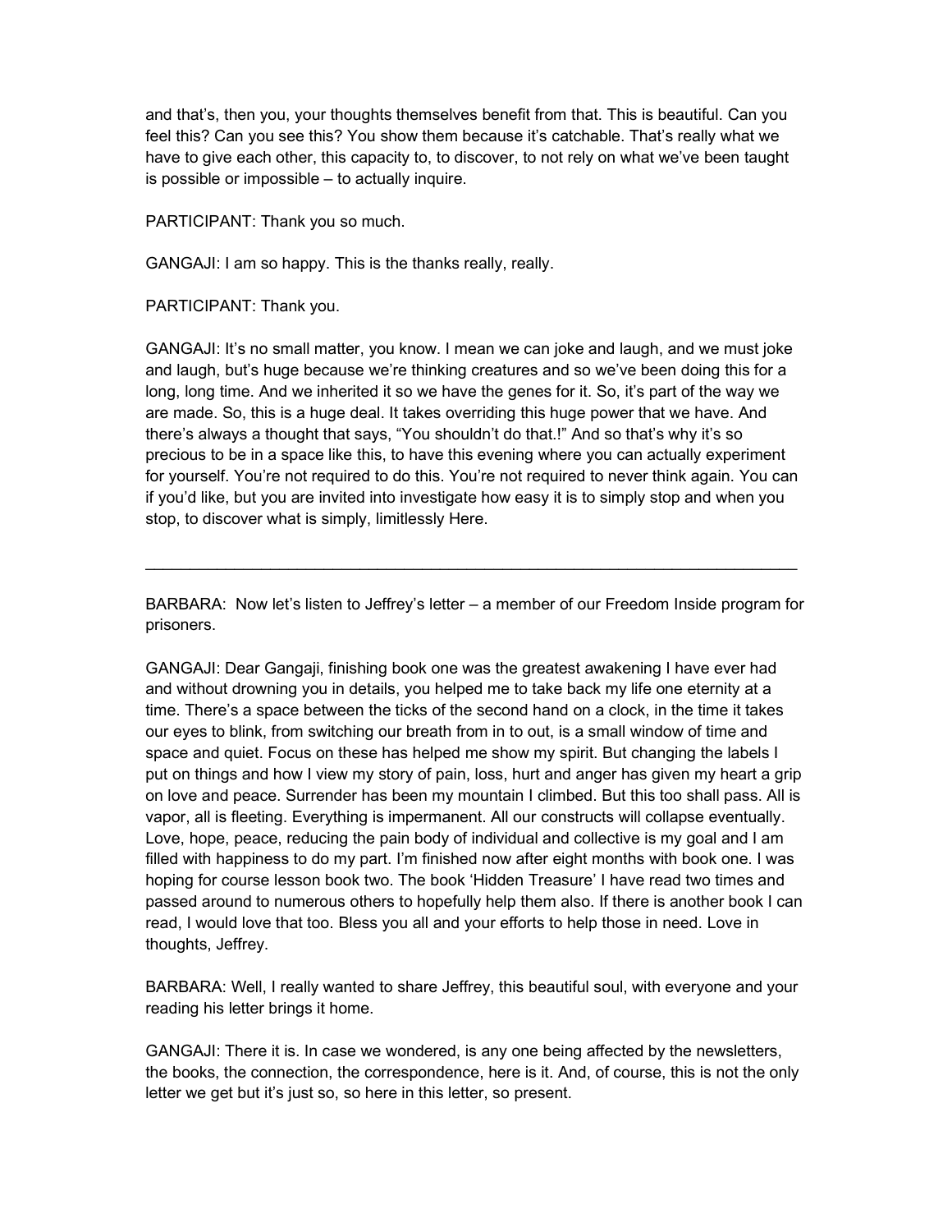and that's, then you, your thoughts themselves benefit from that. This is beautiful. Can you feel this? Can you see this? You show them because it's catchable. That's really what we have to give each other, this capacity to, to discover, to not rely on what we've been taught is possible or impossible – to actually inquire.

PARTICIPANT: Thank you so much.

GANGAJI: I am so happy. This is the thanks really, really.

PARTICIPANT: Thank you.

GANGAJI: It's no small matter, you know. I mean we can joke and laugh, and we must joke and laugh, but's huge because we're thinking creatures and so we've been doing this for a long, long time. And we inherited it so we have the genes for it. So, it's part of the way we are made. So, this is a huge deal. It takes overriding this huge power that we have. And there's always a thought that says, "You shouldn't do that.!" And so that's why it's so precious to be in a space like this, to have this evening where you can actually experiment for yourself. You're not required to do this. You're not required to never think again. You can if you'd like, but you are invited into investigate how easy it is to simply stop and when you stop, to discover what is simply, limitlessly Here.

---

BARBARA: Now let's listen to Jeffrey's letter – a member of our Freedom Inside program for prisoners.

GANGAJI: Dear Gangaji, finishing book one was the greatest awakening I have ever had and without drowning you in details, you helped me to take back my life one eternity at a time. There's a space between the ticks of the second hand on a clock, in the time it takes our eyes to blink, from switching our breath from in to out, is a small window of time and space and quiet. Focus on these has helped me show my spirit. But changing the labels I put on things and how I view my story of pain, loss, hurt and anger has given my heart a grip on love and peace. Surrender has been my mountain I climbed. But this too shall pass. All is vapor, all is fleeting. Everything is impermanent. All our constructs will collapse eventually. Love, hope, peace, reducing the pain body of individual and collective is my goal and I am filled with happiness to do my part. I'm finished now after eight months with book one. I was hoping for course lesson book two. The book 'Hidden Treasure' I have read two times and passed around to numerous others to hopefully help them also. If there is another book I can read, I would love that too. Bless you all and your efforts to help those in need. Love in thoughts, Jeffrey.

BARBARA: Well, I really wanted to share Jeffrey, this beautiful soul, with everyone and your reading his letter brings it home.

GANGAJI: There it is. In case we wondered, is any one being affected by the newsletters, the books, the connection, the correspondence, here is it. And, of course, this is not the only letter we get but it's just so, so here in this letter, so present.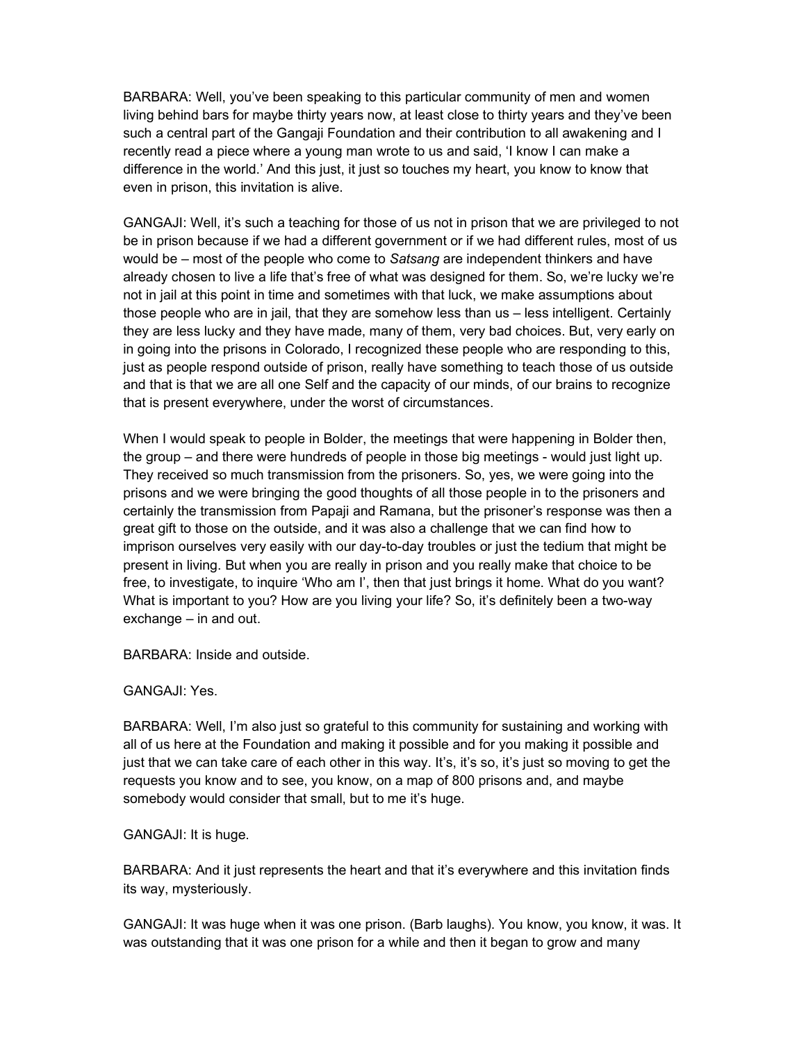BARBARA: Well, you've been speaking to this particular community of men and women living behind bars for maybe thirty years now, at least close to thirty years and they've been such a central part of the Gangaji Foundation and their contribution to all awakening and I recently read a piece where a young man wrote to us and said, 'I know I can make a difference in the world.' And this just, it just so touches my heart, you know to know that even in prison, this invitation is alive.

GANGAJI: Well, it's such a teaching for those of us not in prison that we are privileged to not be in prison because if we had a different government or if we had different rules, most of us would be – most of the people who come to *Satsang* are independent thinkers and have already chosen to live a life that's free of what was designed for them. So, we're lucky we're not in jail at this point in time and sometimes with that luck, we make assumptions about those people who are in jail, that they are somehow less than us – less intelligent. Certainly they are less lucky and they have made, many of them, very bad choices. But, very early on in going into the prisons in Colorado, I recognized these people who are responding to this, just as people respond outside of prison, really have something to teach those of us outside and that is that we are all one Self and the capacity of our minds, of our brains to recognize that is present everywhere, under the worst of circumstances.

When I would speak to people in Bolder, the meetings that were happening in Bolder then, the group – and there were hundreds of people in those big meetings - would just light up. They received so much transmission from the prisoners. So, yes, we were going into the prisons and we were bringing the good thoughts of all those people in to the prisoners and certainly the transmission from Papaji and Ramana, but the prisoner's response was then a great gift to those on the outside, and it was also a challenge that we can find how to imprison ourselves very easily with our day-to-day troubles or just the tedium that might be present in living. But when you are really in prison and you really make that choice to be free, to investigate, to inquire 'Who am I', then that just brings it home. What do you want? What is important to you? How are you living your life? So, it's definitely been a two-way exchange – in and out.

BARBARA: Inside and outside.

GANGAJI: Yes.

BARBARA: Well, I'm also just so grateful to this community for sustaining and working with all of us here at the Foundation and making it possible and for you making it possible and just that we can take care of each other in this way. It's, it's so, it's just so moving to get the requests you know and to see, you know, on a map of 800 prisons and, and maybe somebody would consider that small, but to me it's huge.

GANGAJI: It is huge.

BARBARA: And it just represents the heart and that it's everywhere and this invitation finds its way, mysteriously.

GANGAJI: It was huge when it was one prison. (Barb laughs). You know, you know, it was. It was outstanding that it was one prison for a while and then it began to grow and many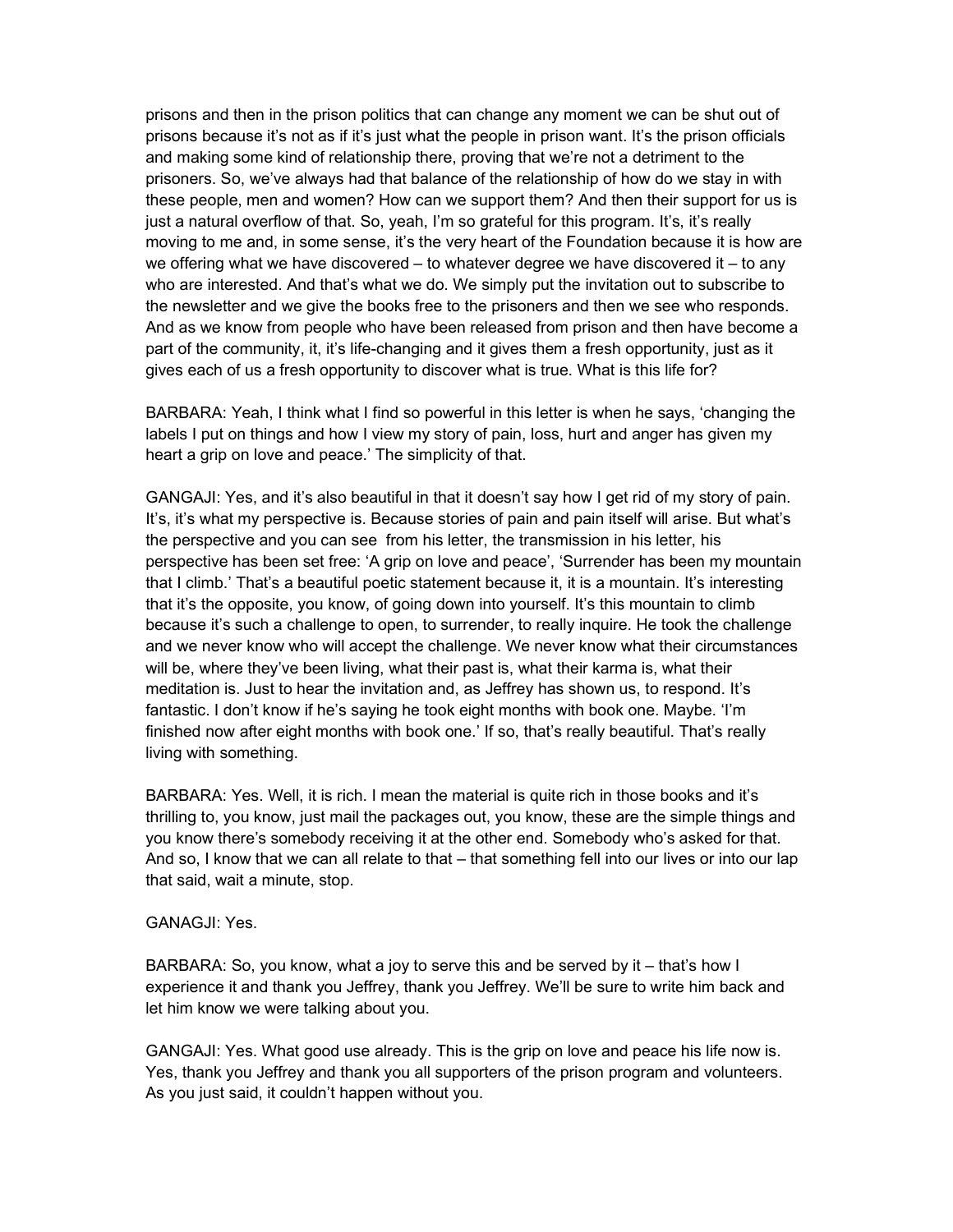prisons and then in the prison politics that can change any moment we can be shut out of prisons because it's not as if it's just what the people in prison want. It's the prison officials and making some kind of relationship there, proving that we're not a detriment to the prisoners. So, we've always had that balance of the relationship of how do we stay in with these people, men and women? How can we support them? And then their support for us is just a natural overflow of that. So, yeah, I'm so grateful for this program. It's, it's really moving to me and, in some sense, it's the very heart of the Foundation because it is how are we offering what we have discovered – to whatever degree we have discovered it – to any who are interested. And that's what we do. We simply put the invitation out to subscribe to the newsletter and we give the books free to the prisoners and then we see who responds. And as we know from people who have been released from prison and then have become a part of the community, it, it's life-changing and it gives them a fresh opportunity, just as it gives each of us a fresh opportunity to discover what is true. What is this life for?

BARBARA: Yeah, I think what I find so powerful in this letter is when he says, 'changing the labels I put on things and how I view my story of pain, loss, hurt and anger has given my heart a grip on love and peace.' The simplicity of that.

GANGAJI: Yes, and it's also beautiful in that it doesn't say how I get rid of my story of pain. It's, it's what my perspective is. Because stories of pain and pain itself will arise. But what's the perspective and you can see from his letter, the transmission in his letter, his perspective has been set free: 'A grip on love and peace', 'Surrender has been my mountain that I climb.' That's a beautiful poetic statement because it, it is a mountain. It's interesting that it's the opposite, you know, of going down into yourself. It's this mountain to climb because it's such a challenge to open, to surrender, to really inquire. He took the challenge and we never know who will accept the challenge. We never know what their circumstances will be, where they've been living, what their past is, what their karma is, what their meditation is. Just to hear the invitation and, as Jeffrey has shown us, to respond. It's fantastic. I don't know if he's saying he took eight months with book one. Maybe. 'I'm finished now after eight months with book one.' If so, that's really beautiful. That's really living with something.

BARBARA: Yes. Well, it is rich. I mean the material is quite rich in those books and it's thrilling to, you know, just mail the packages out, you know, these are the simple things and you know there's somebody receiving it at the other end. Somebody who's asked for that. And so, I know that we can all relate to that – that something fell into our lives or into our lap that said, wait a minute, stop.

GANAGJI: Yes.

BARBARA: So, you know, what a joy to serve this and be served by it – that's how I experience it and thank you Jeffrey, thank you Jeffrey. We'll be sure to write him back and let him know we were talking about you.

GANGAJI: Yes. What good use already. This is the grip on love and peace his life now is. Yes, thank you Jeffrey and thank you all supporters of the prison program and volunteers. As you just said, it couldn't happen without you.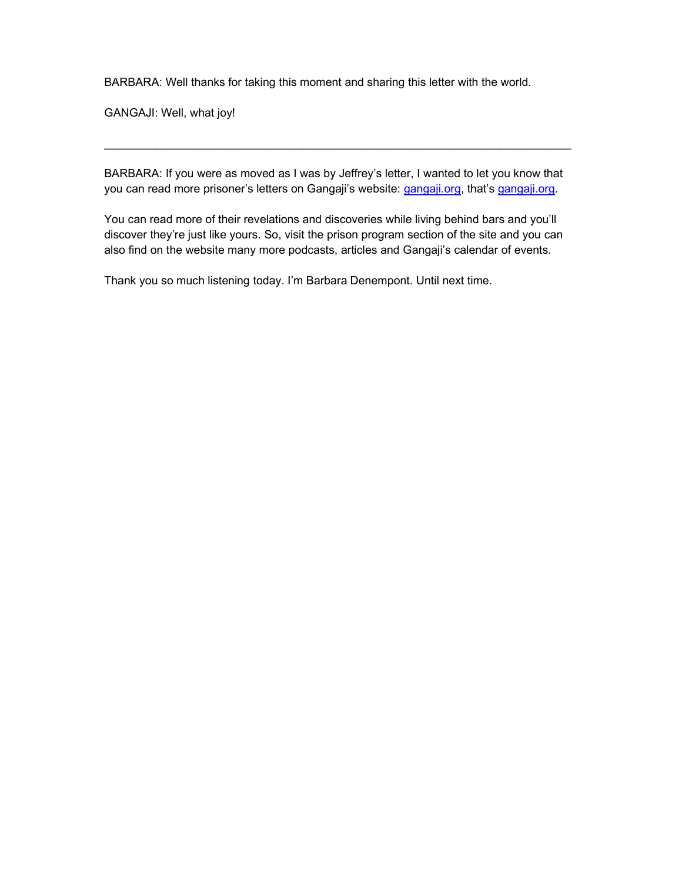BARBARA: Well thanks for taking this moment and sharing this letter with the world.

GANGAJI: Well, what joy!

---

BARBARA: If you were as moved as I was by Jeffrey's letter, I wanted to let you know that you can read more prisoner's letters on Gangaji's website: gangaji.org, that's gangaji.org.

You can read more of their revelations and discoveries while living behind bars and you'll discover they're just like yours. So, visit the prison program section of the site and you can also find on the website many more podcasts, articles and Gangaji's calendar of events.

Thank you so much listening today. I'm Barbara Denempont. Until next time.